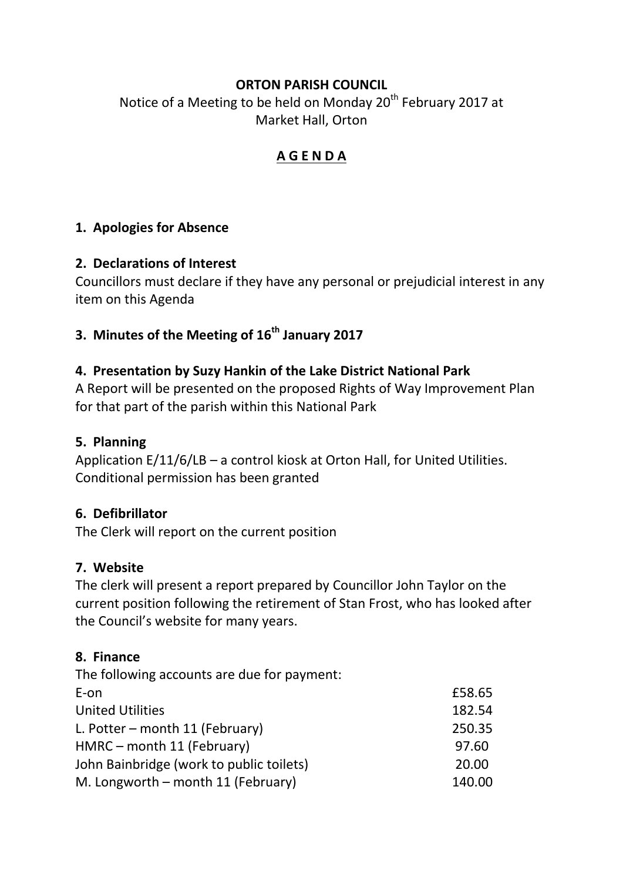**ORTON PARISH COUNCIL**

Notice of a Meeting to be held on Monday 20th February 2017 at Market Hall, Orton

# A G E N D A

### 1. Apologies for Absence

### 2. Declarations of Interest

Councillors must declare if they have any personal or prejudicial interest in any item on this Agenda

### 3. Minutes of the Meeting of 16th January 2017

### 4. Presentation by Suzy Hankin of the Lake District National Park

A Report will be presented on the proposed Rights of Way Improvement Plan for that part of the parish within this National Park

### 5. Planning

Application E/11/6/LB – a control kiosk at Orton Hall, for United Utilities. Conditional permission has been granted

### 6. Defibrillator

The Clerk will report on the current position

### 7. Website

The clerk will present a report prepared by Councillor John Taylor on the current position following the retirement of Stan Frost, who has looked after the Council's website for many years.

### 8. Finance

The following accounts are due for payment:

| | |
|---|---|
| E-on | £58.65 |
| United Utilities | 182.54 |
| L. Potter – month 11 (February) | 250.35 |
| HMRC – month 11 (February) | 97.60 |
| John Bainbridge (work to public toilets) | 20.00 |
| M. Longworth – month 11 (February) | 140.00 |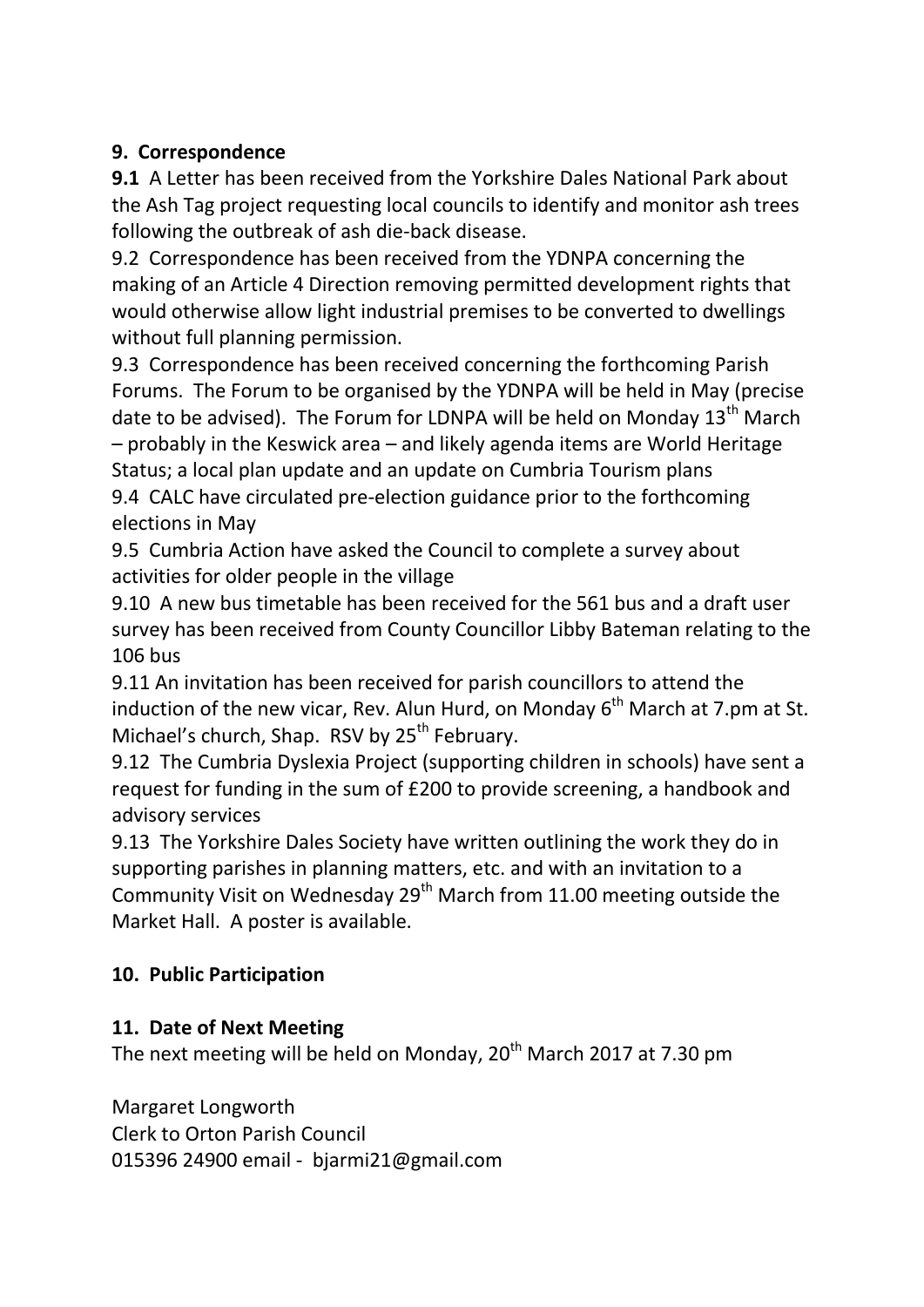**9. Correspondence**

**9.1** A Letter has been received from the Yorkshire Dales National Park about the Ash Tag project requesting local councils to identify and monitor ash trees following the outbreak of ash die-back disease.

9.2 Correspondence has been received from the YDNPA concerning the making of an Article 4 Direction removing permitted development rights that would otherwise allow light industrial premises to be converted to dwellings without full planning permission.

9.3 Correspondence has been received concerning the forthcoming Parish Forums. The Forum to be organised by the YDNPA will be held in May (precise date to be advised). The Forum for LDNPA will be held on Monday 13th March – probably in the Keswick area – and likely agenda items are World Heritage Status; a local plan update and an update on Cumbria Tourism plans

9.4 CALC have circulated pre-election guidance prior to the forthcoming elections in May

9.5 Cumbria Action have asked the Council to complete a survey about activities for older people in the village

9.10 A new bus timetable has been received for the 561 bus and a draft user survey has been received from County Councillor Libby Bateman relating to the 106 bus

9.11 An invitation has been received for parish councillors to attend the induction of the new vicar, Rev. Alun Hurd, on Monday 6th March at 7.pm at St. Michael's church, Shap. RSV by 25th February.

9.12 The Cumbria Dyslexia Project (supporting children in schools) have sent a request for funding in the sum of £200 to provide screening, a handbook and advisory services

9.13 The Yorkshire Dales Society have written outlining the work they do in supporting parishes in planning matters, etc. and with an invitation to a Community Visit on Wednesday 29th March from 11.00 meeting outside the Market Hall. A poster is available.

**10. Public Participation**

**11. Date of Next Meeting**

The next meeting will be held on Monday, 20th March 2017 at 7.30 pm

Margaret Longworth
Clerk to Orton Parish Council
015396 24900 email - bjarmi21@gmail.com